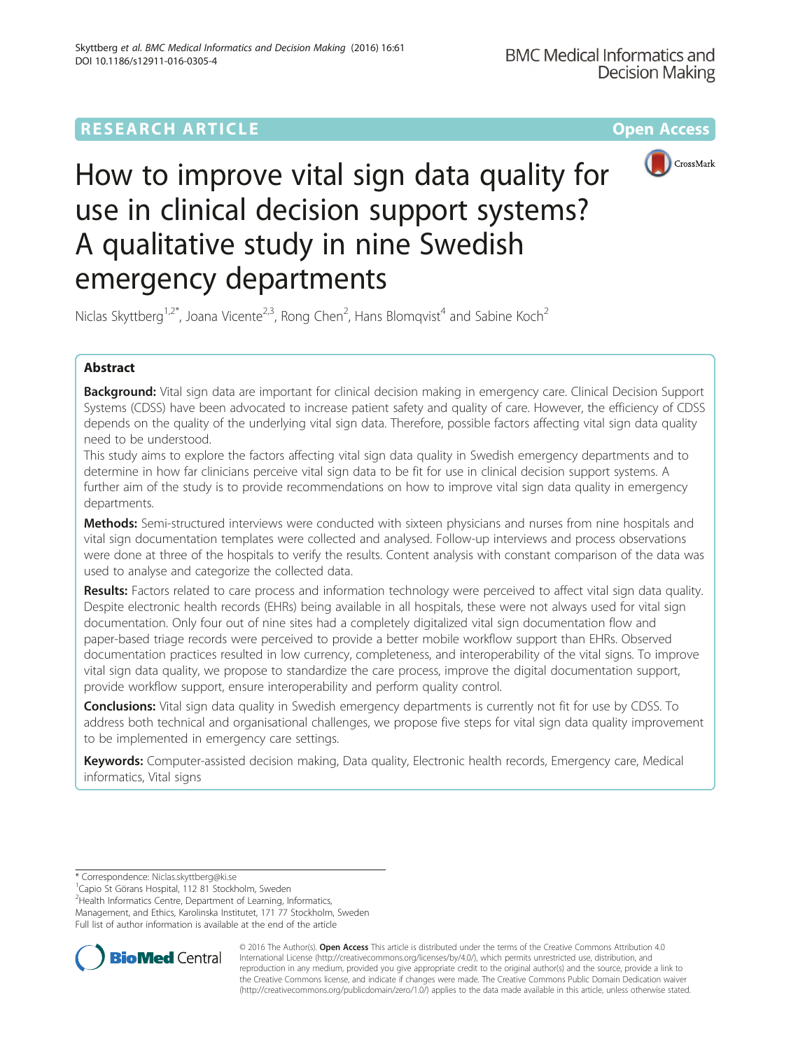RESEARCH ARTICLE

Open Access

# How to improve vital sign data quality for use in clinical decision support systems? A qualitative study in nine Swedish emergency departments

Niclas Skyttberg[1,2*], Joana Vicente[2,3], Rong Chen[2], Hans Blomqvist[4] and Sabine Koch[2]

## Abstract

**Background:** Vital sign data are important for clinical decision making in emergency care. Clinical Decision Support Systems (CDSS) have been advocated to increase patient safety and quality of care. However, the efficiency of CDSS depends on the quality of the underlying vital sign data. Therefore, possible factors affecting vital sign data quality need to be understood.

This study aims to explore the factors affecting vital sign data quality in Swedish emergency departments and to determine in how far clinicians perceive vital sign data to be fit for use in clinical decision support systems. A further aim of the study is to provide recommendations on how to improve vital sign data quality in emergency departments.

**Methods:** Semi-structured interviews were conducted with sixteen physicians and nurses from nine hospitals and vital sign documentation templates were collected and analysed. Follow-up interviews and process observations were done at three of the hospitals to verify the results. Content analysis with constant comparison of the data was used to analyse and categorize the collected data.

**Results:** Factors related to care process and information technology were perceived to affect vital sign data quality. Despite electronic health records (EHRs) being available in all hospitals, these were not always used for vital sign documentation. Only four out of nine sites had a completely digitalized vital sign documentation flow and paper-based triage records were perceived to provide a better mobile workflow support than EHRs. Observed documentation practices resulted in low currency, completeness, and interoperability of the vital signs. To improve vital sign data quality, we propose to standardize the care process, improve the digital documentation support, provide workflow support, ensure interoperability and perform quality control.

**Conclusions:** Vital sign data quality in Swedish emergency departments is currently not fit for use by CDSS. To address both technical and organisational challenges, we propose five steps for vital sign data quality improvement to be implemented in emergency care settings.

**Keywords:** Computer-assisted decision making, Data quality, Electronic health records, Emergency care, Medical informatics, Vital signs

\* Correspondence: Niclas.skyttberg@ki.se
[1]Capio St Görans Hospital, 112 81 Stockholm, Sweden
[2]Health Informatics Centre, Department of Learning, Informatics, Management, and Ethics, Karolinska Institutet, 171 77 Stockholm, Sweden
Full list of author information is available at the end of the article

© 2016 The Author(s). **Open Access** This article is distributed under the terms of the Creative Commons Attribution 4.0 International License (http://creativecommons.org/licenses/by/4.0/), which permits unrestricted use, distribution, and reproduction in any medium, provided you give appropriate credit to the original author(s) and the source, provide a link to the Creative Commons license, and indicate if changes were made. The Creative Commons Public Domain Dedication waiver (http://creativecommons.org/publicdomain/zero/1.0/) applies to the data made available in this article, unless otherwise stated.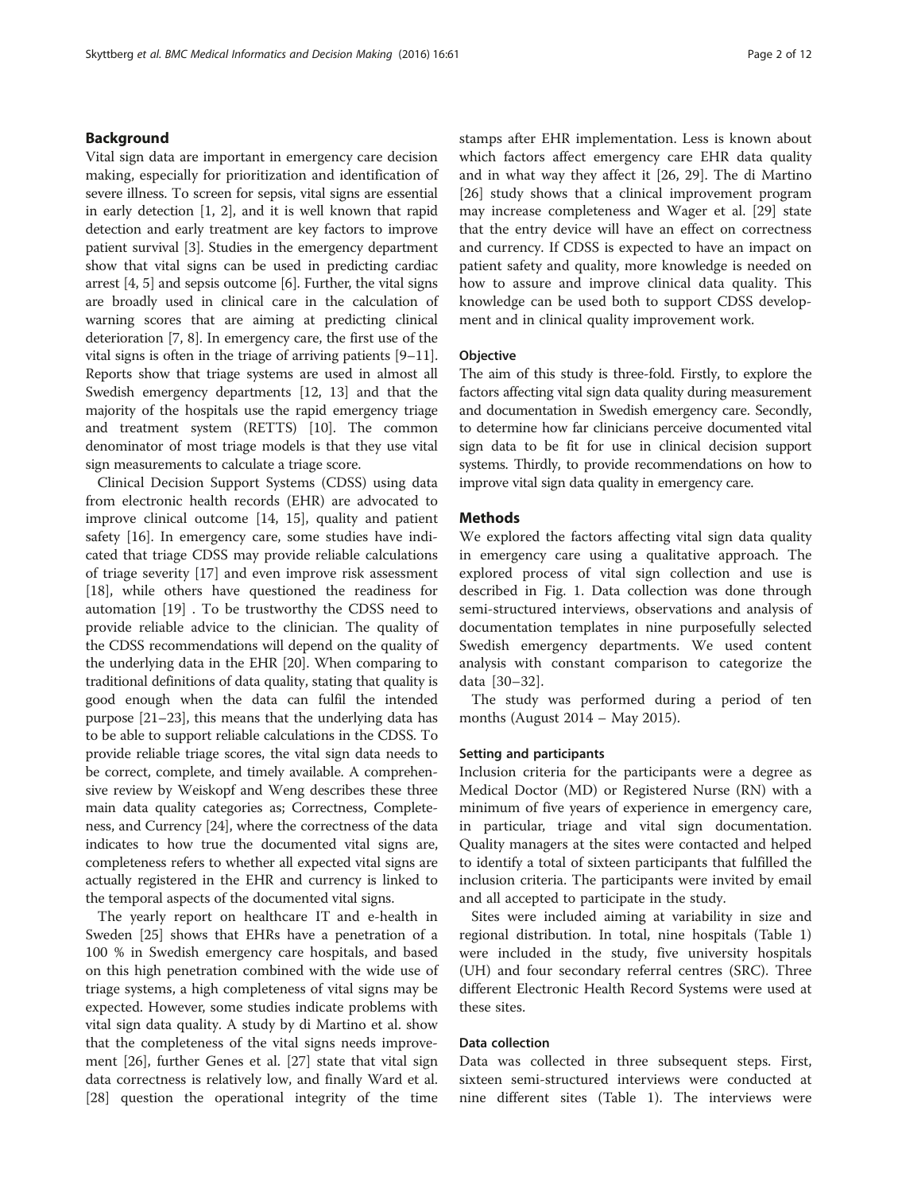## Background

Vital sign data are important in emergency care decision making, especially for prioritization and identification of severe illness. To screen for sepsis, vital signs are essential in early detection [1, 2], and it is well known that rapid detection and early treatment are key factors to improve patient survival [3]. Studies in the emergency department show that vital signs can be used in predicting cardiac arrest [4, 5] and sepsis outcome [6]. Further, the vital signs are broadly used in clinical care in the calculation of warning scores that are aiming at predicting clinical deterioration [7, 8]. In emergency care, the first use of the vital signs is often in the triage of arriving patients [9–11]. Reports show that triage systems are used in almost all Swedish emergency departments [12, 13] and that the majority of the hospitals use the rapid emergency triage and treatment system (RETTS) [10]. The common denominator of most triage models is that they use vital sign measurements to calculate a triage score.

Clinical Decision Support Systems (CDSS) using data from electronic health records (EHR) are advocated to improve clinical outcome [14, 15], quality and patient safety [16]. In emergency care, some studies have indicated that triage CDSS may provide reliable calculations of triage severity [17] and even improve risk assessment [18], while others have questioned the readiness for automation [19] . To be trustworthy the CDSS need to provide reliable advice to the clinician. The quality of the CDSS recommendations will depend on the quality of the underlying data in the EHR [20]. When comparing to traditional definitions of data quality, stating that quality is good enough when the data can fulfil the intended purpose [21–23], this means that the underlying data has to be able to support reliable calculations in the CDSS. To provide reliable triage scores, the vital sign data needs to be correct, complete, and timely available. A comprehensive review by Weiskopf and Weng describes these three main data quality categories as; Correctness, Completeness, and Currency [24], where the correctness of the data indicates to how true the documented vital signs are, completeness refers to whether all expected vital signs are actually registered in the EHR and currency is linked to the temporal aspects of the documented vital signs.

The yearly report on healthcare IT and e-health in Sweden [25] shows that EHRs have a penetration of a 100 % in Swedish emergency care hospitals, and based on this high penetration combined with the wide use of triage systems, a high completeness of vital signs may be expected. However, some studies indicate problems with vital sign data quality. A study by di Martino et al. show that the completeness of the vital signs needs improvement [26], further Genes et al. [27] state that vital sign data correctness is relatively low, and finally Ward et al. [28] question the operational integrity of the time stamps after EHR implementation. Less is known about which factors affect emergency care EHR data quality and in what way they affect it [26, 29]. The di Martino [26] study shows that a clinical improvement program may increase completeness and Wager et al. [29] state that the entry device will have an effect on correctness and currency. If CDSS is expected to have an impact on patient safety and quality, more knowledge is needed on how to assure and improve clinical data quality. This knowledge can be used both to support CDSS development and in clinical quality improvement work.

### Objective

The aim of this study is three-fold. Firstly, to explore the factors affecting vital sign data quality during measurement and documentation in Swedish emergency care. Secondly, to determine how far clinicians perceive documented vital sign data to be fit for use in clinical decision support systems. Thirdly, to provide recommendations on how to improve vital sign data quality in emergency care.

## Methods

We explored the factors affecting vital sign data quality in emergency care using a qualitative approach. The explored process of vital sign collection and use is described in Fig. 1. Data collection was done through semi-structured interviews, observations and analysis of documentation templates in nine purposefully selected Swedish emergency departments. We used content analysis with constant comparison to categorize the data [30–32].

The study was performed during a period of ten months (August 2014 – May 2015).

### Setting and participants

Inclusion criteria for the participants were a degree as Medical Doctor (MD) or Registered Nurse (RN) with a minimum of five years of experience in emergency care, in particular, triage and vital sign documentation. Quality managers at the sites were contacted and helped to identify a total of sixteen participants that fulfilled the inclusion criteria. The participants were invited by email and all accepted to participate in the study.

Sites were included aiming at variability in size and regional distribution. In total, nine hospitals (Table 1) were included in the study, five university hospitals (UH) and four secondary referral centres (SRC). Three different Electronic Health Record Systems were used at these sites.

### Data collection

Data was collected in three subsequent steps. First, sixteen semi-structured interviews were conducted at nine different sites (Table 1). The interviews were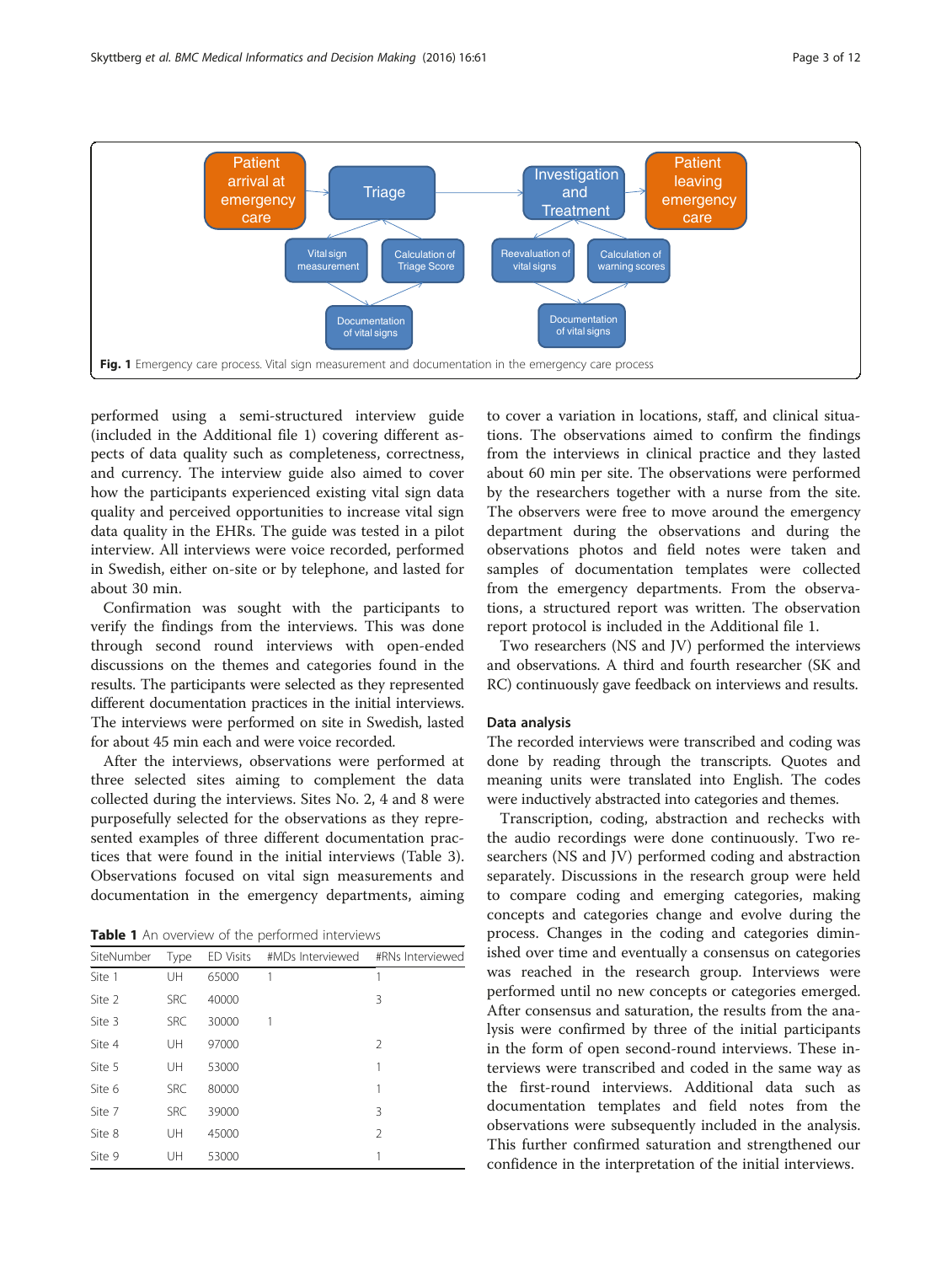Fig. 1 Emergency care process. Vital sign measurement and documentation in the emergency care process

performed using a semi-structured interview guide (included in the Additional file 1) covering different aspects of data quality such as completeness, correctness, and currency. The interview guide also aimed to cover how the participants experienced existing vital sign data quality and perceived opportunities to increase vital sign data quality in the EHRs. The guide was tested in a pilot interview. All interviews were voice recorded, performed in Swedish, either on-site or by telephone, and lasted for about 30 min.

Confirmation was sought with the participants to verify the findings from the interviews. This was done through second round interviews with open-ended discussions on the themes and categories found in the results. The participants were selected as they represented different documentation practices in the initial interviews. The interviews were performed on site in Swedish, lasted for about 45 min each and were voice recorded.

After the interviews, observations were performed at three selected sites aiming to complement the data collected during the interviews. Sites No. 2, 4 and 8 were purposefully selected for the observations as they represented examples of three different documentation practices that were found in the initial interviews (Table 3). Observations focused on vital sign measurements and documentation in the emergency departments, aiming to cover a variation in locations, staff, and clinical situations. The observations aimed to confirm the findings from the interviews in clinical practice and they lasted about 60 min per site. The observations were performed by the researchers together with a nurse from the site. The observers were free to move around the emergency department during the observations and during the observations photos and field notes were taken and samples of documentation templates were collected from the emergency departments. From the observations, a structured report was written. The observation report protocol is included in the Additional file 1.

Two researchers (NS and JV) performed the interviews and observations. A third and fourth researcher (SK and RC) continuously gave feedback on interviews and results.

**Table 1** An overview of the performed interviews

| SiteNumber | Type | ED Visits | #MDs Interviewed | #RNs Interviewed |
|---|---|---|---|---|
| Site 1 | UH | 65000 | 1 | 1 |
| Site 2 | SRC | 40000 | | 3 |
| Site 3 | SRC | 30000 | 1 | |
| Site 4 | UH | 97000 | | 2 |
| Site 5 | UH | 53000 | | 1 |
| Site 6 | SRC | 80000 | | 1 |
| Site 7 | SRC | 39000 | | 3 |
| Site 8 | UH | 45000 | | 2 |
| Site 9 | UH | 53000 | | 1 |

## Data analysis

The recorded interviews were transcribed and coding was done by reading through the transcripts. Quotes and meaning units were translated into English. The codes were inductively abstracted into categories and themes.

Transcription, coding, abstraction and rechecks with the audio recordings were done continuously. Two researchers (NS and JV) performed coding and abstraction separately. Discussions in the research group were held to compare coding and emerging categories, making concepts and categories change and evolve during the process. Changes in the coding and categories diminished over time and eventually a consensus on categories was reached in the research group. Interviews were performed until no new concepts or categories emerged. After consensus and saturation, the results from the analysis were confirmed by three of the initial participants in the form of open second-round interviews. These interviews were transcribed and coded in the same way as the first-round interviews. Additional data such as documentation templates and field notes from the observations were subsequently included in the analysis. This further confirmed saturation and strengthened our confidence in the interpretation of the initial interviews.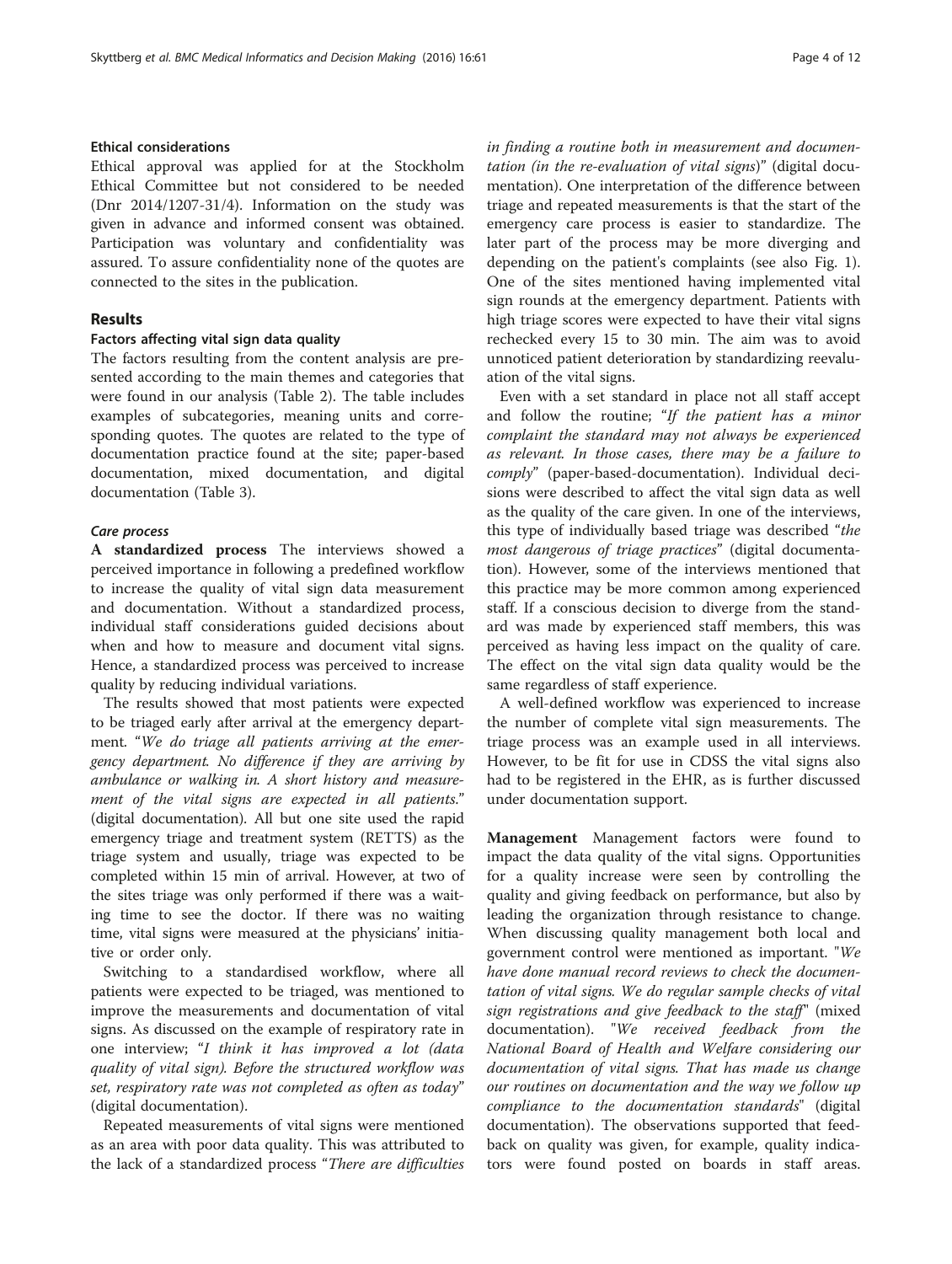### Ethical considerations

Ethical approval was applied for at the Stockholm Ethical Committee but not considered to be needed (Dnr 2014/1207-31/4). Information on the study was given in advance and informed consent was obtained. Participation was voluntary and confidentiality was assured. To assure confidentiality none of the quotes are connected to the sites in the publication.

## Results

### Factors affecting vital sign data quality

The factors resulting from the content analysis are presented according to the main themes and categories that were found in our analysis (Table 2). The table includes examples of subcategories, meaning units and corresponding quotes. The quotes are related to the type of documentation practice found at the site; paper-based documentation, mixed documentation, and digital documentation (Table 3).

#### *Care process*

**A standardized process** The interviews showed a perceived importance in following a predefined workflow to increase the quality of vital sign data measurement and documentation. Without a standardized process, individual staff considerations guided decisions about when and how to measure and document vital signs. Hence, a standardized process was perceived to increase quality by reducing individual variations.

The results showed that most patients were expected to be triaged early after arrival at the emergency department. "*We do triage all patients arriving at the emergency department. No difference if they are arriving by ambulance or walking in. A short history and measurement of the vital signs are expected in all patients.*" (digital documentation). All but one site used the rapid emergency triage and treatment system (RETTS) as the triage system and usually, triage was expected to be completed within 15 min of arrival. However, at two of the sites triage was only performed if there was a waiting time to see the doctor. If there was no waiting time, vital signs were measured at the physicians' initiative or order only.

Switching to a standardised workflow, where all patients were expected to be triaged, was mentioned to improve the measurements and documentation of vital signs. As discussed on the example of respiratory rate in one interview; "*I think it has improved a lot (data quality of vital sign). Before the structured workflow was set, respiratory rate was not completed as often as today*" (digital documentation).

Repeated measurements of vital signs were mentioned as an area with poor data quality. This was attributed to the lack of a standardized process "*There are difficulties in finding a routine both in measurement and documentation (in the re-evaluation of vital signs)*" (digital documentation). One interpretation of the difference between triage and repeated measurements is that the start of the emergency care process is easier to standardize. The later part of the process may be more diverging and depending on the patient's complaints (see also Fig. 1). One of the sites mentioned having implemented vital sign rounds at the emergency department. Patients with high triage scores were expected to have their vital signs rechecked every 15 to 30 min. The aim was to avoid unnoticed patient deterioration by standardizing reevaluation of the vital signs.

Even with a set standard in place not all staff accept and follow the routine; "*If the patient has a minor complaint the standard may not always be experienced as relevant. In those cases, there may be a failure to comply*" (paper-based-documentation). Individual decisions were described to affect the vital sign data as well as the quality of the care given. In one of the interviews, this type of individually based triage was described "*the most dangerous of triage practices*" (digital documentation). However, some of the interviews mentioned that this practice may be more common among experienced staff. If a conscious decision to diverge from the standard was made by experienced staff members, this was perceived as having less impact on the quality of care. The effect on the vital sign data quality would be the same regardless of staff experience.

A well-defined workflow was experienced to increase the number of complete vital sign measurements. The triage process was an example used in all interviews. However, to be fit for use in CDSS the vital signs also had to be registered in the EHR, as is further discussed under documentation support.

**Management** Management factors were found to impact the data quality of the vital signs. Opportunities for a quality increase were seen by controlling the quality and giving feedback on performance, but also by leading the organization through resistance to change. When discussing quality management both local and government control were mentioned as important. "*We have done manual record reviews to check the documentation of vital signs. We do regular sample checks of vital sign registrations and give feedback to the staff*" (mixed documentation). "*We received feedback from the National Board of Health and Welfare considering our documentation of vital signs. That has made us change our routines on documentation and the way we follow up compliance to the documentation standards*" (digital documentation). The observations supported that feedback on quality was given, for example, quality indicators were found posted on boards in staff areas.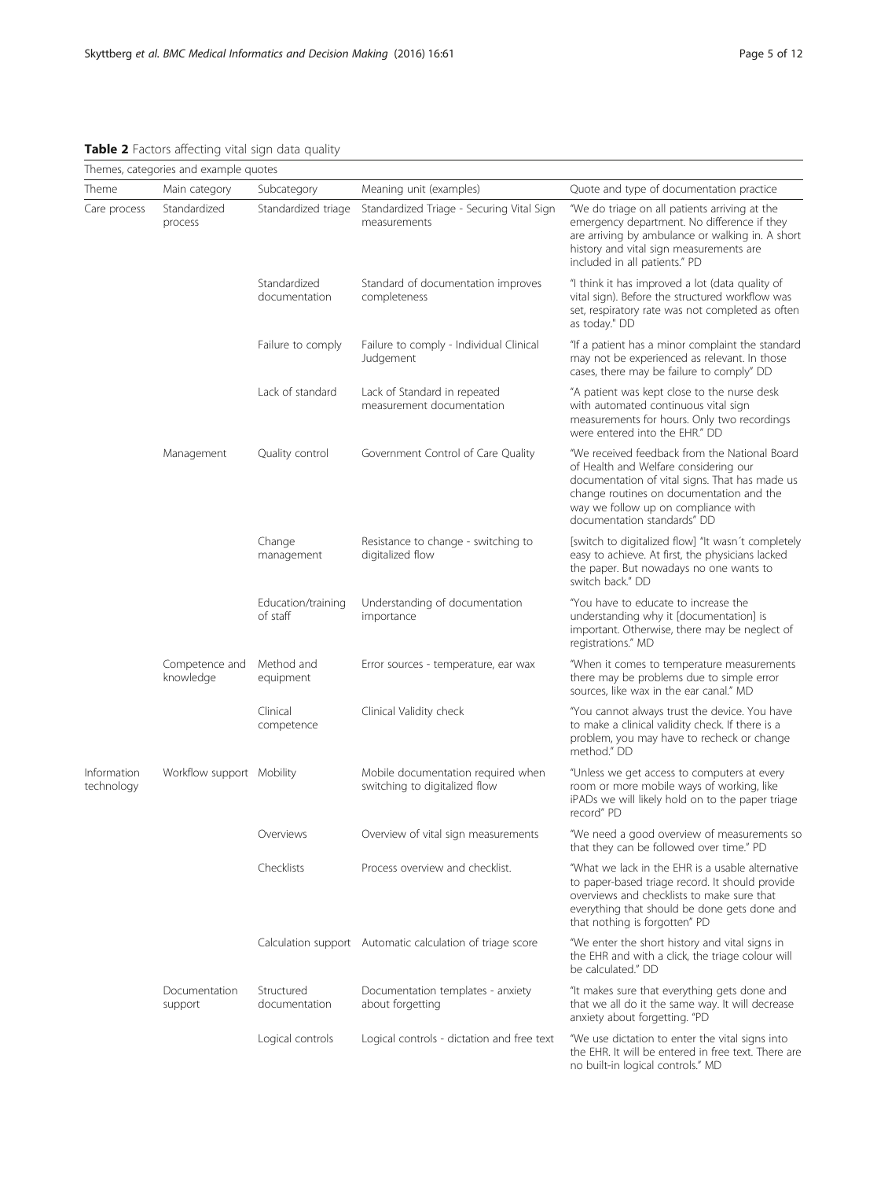**Table 2** Factors affecting vital sign data quality

| Themes, categories and example quotes | | | | |
|---|---|---|---|---|
| Theme | Main category | Subcategory | Meaning unit (examples) | Quote and type of documentation practice |
| Care process | Standardized process | Standardized triage | Standardized Triage - Securing Vital Sign measurements | "We do triage on all patients arriving at the emergency department. No difference if they are arriving by ambulance or walking in. A short history and vital sign measurements are included in all patients." PD |
| | | Standardized documentation | Standard of documentation improves completeness | "I think it has improved a lot (data quality of vital sign). Before the structured workflow was set, respiratory rate was not completed as often as today." DD |
| | | Failure to comply | Failure to comply - Individual Clinical Judgement | "If a patient has a minor complaint the standard may not be experienced as relevant. In those cases, there may be failure to comply" DD |
| | | Lack of standard | Lack of Standard in repeated measurement documentation | "A patient was kept close to the nurse desk with automated continuous vital sign measurements for hours. Only two recordings were entered into the EHR." DD |
| | Management | Quality control | Government Control of Care Quality | "We received feedback from the National Board of Health and Welfare considering our documentation of vital signs. That has made us change routines on documentation and the way we follow up on compliance with documentation standards" DD |
| | | Change management | Resistance to change - switching to digitalized flow | [switch to digitalized flow] "It wasn´t completely easy to achieve. At first, the physicians lacked the paper. But nowadays no one wants to switch back." DD |
| | | Education/training of staff | Understanding of documentation importance | "You have to educate to increase the understanding why it [documentation] is important. Otherwise, there may be neglect of registrations." MD |
| | Competence and knowledge | Method and equipment | Error sources - temperature, ear wax | "When it comes to temperature measurements there may be problems due to simple error sources, like wax in the ear canal." MD |
| | | Clinical competence | Clinical Validity check | "You cannot always trust the device. You have to make a clinical validity check. If there is a problem, you may have to recheck or change method." DD |
| Information technology | Workflow support | Mobility | Mobile documentation required when switching to digitalized flow | "Unless we get access to computers at every room or more mobile ways of working, like iPADs we will likely hold on to the paper triage record" PD |
| | | Overviews | Overview of vital sign measurements | "We need a good overview of measurements so that they can be followed over time." PD |
| | | Checklists | Process overview and checklist. | "What we lack in the EHR is a usable alternative to paper-based triage record. It should provide overviews and checklists to make sure that everything that should be done gets done and that nothing is forgotten" PD |
| | | Calculation support | Automatic calculation of triage score | "We enter the short history and vital signs in the EHR and with a click, the triage colour will be calculated." DD |
| | Documentation support | Structured documentation | Documentation templates - anxiety about forgetting | "It makes sure that everything gets done and that we all do it the same way. It will decrease anxiety about forgetting. "PD |
| | | Logical controls | Logical controls - dictation and free text | "We use dictation to enter the vital signs into the EHR. It will be entered in free text. There are no built-in logical controls." MD |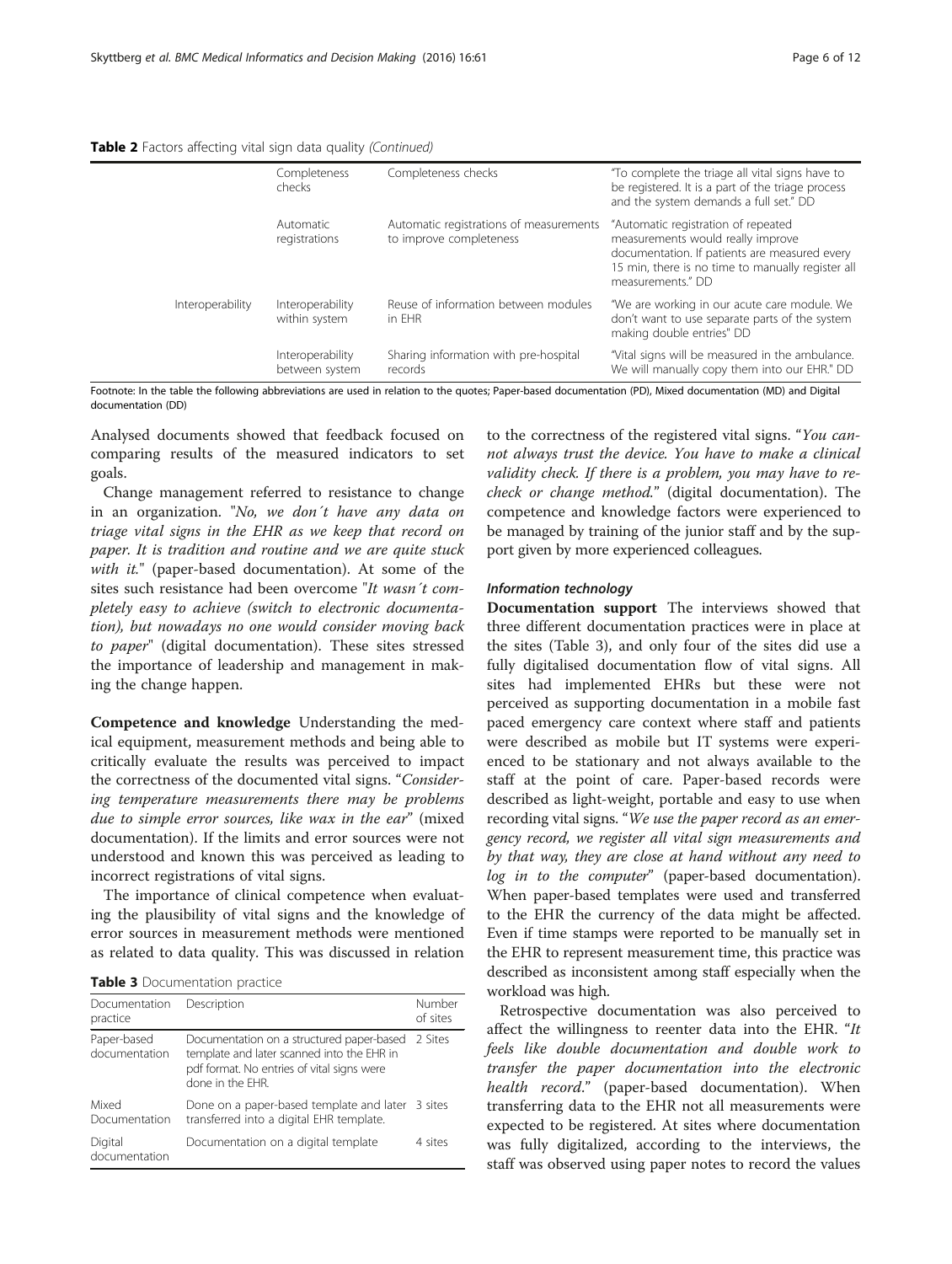**Table 2** Factors affecting vital sign data quality *(Continued)*

| | | | |
|---|---|---|---|
| | Completeness checks | Completeness checks | "To complete the triage all vital signs have to be registered. It is a part of the triage process and the system demands a full set." DD |
| | Automatic registrations | Automatic registrations of measurements to improve completeness | "Automatic registration of repeated measurements would really improve documentation. If patients are measured every 15 min, there is no time to manually register all measurements." DD |
| Interoperability | Interoperability within system | Reuse of information between modules in EHR | "We are working in our acute care module. We don't want to use separate parts of the system making double entries" DD |
| | Interoperability between system | Sharing information with pre-hospital records | "Vital signs will be measured in the ambulance. We will manually copy them into our EHR." DD |

Footnote: In the table the following abbreviations are used in relation to the quotes; Paper-based documentation (PD), Mixed documentation (MD) and Digital documentation (DD)

Analysed documents showed that feedback focused on comparing results of the measured indicators to set goals.

Change management referred to resistance to change in an organization. "*No, we don´t have any data on triage vital signs in the EHR as we keep that record on paper. It is tradition and routine and we are quite stuck with it.*" (paper-based documentation). At some of the sites such resistance had been overcome "*It wasn´t completely easy to achieve (switch to electronic documentation), but nowadays no one would consider moving back to paper*" (digital documentation). These sites stressed the importance of leadership and management in making the change happen.

**Competence and knowledge** Understanding the medical equipment, measurement methods and being able to critically evaluate the results was perceived to impact the correctness of the documented vital signs. "*Considering temperature measurements there may be problems due to simple error sources, like wax in the ear*" (mixed documentation). If the limits and error sources were not understood and known this was perceived as leading to incorrect registrations of vital signs.

The importance of clinical competence when evaluating the plausibility of vital signs and the knowledge of error sources in measurement methods were mentioned as related to data quality. This was discussed in relation to the correctness of the registered vital signs. "*You cannot always trust the device. You have to make a clinical validity check. If there is a problem, you may have to recheck or change method.*" (digital documentation). The competence and knowledge factors were experienced to be managed by training of the junior staff and by the support given by more experienced colleagues.

**Table 3** Documentation practice

| Documentation practice | Description | Number of sites |
|---|---|---|
| Paper-based documentation | Documentation on a structured paper-based template and later scanned into the EHR in pdf format. No entries of vital signs were done in the EHR. | 2 Sites |
| Mixed Documentation | Done on a paper-based template and later transferred into a digital EHR template. | 3 sites |
| Digital documentation | Documentation on a digital template | 4 sites |

#### *Information technology*

**Documentation support** The interviews showed that three different documentation practices were in place at the sites (Table 3), and only four of the sites did use a fully digitalised documentation flow of vital signs. All sites had implemented EHRs but these were not perceived as supporting documentation in a mobile fast paced emergency care context where staff and patients were described as mobile but IT systems were experienced to be stationary and not always available to the staff at the point of care. Paper-based records were described as light-weight, portable and easy to use when recording vital signs. "*We use the paper record as an emergency record, we register all vital sign measurements and by that way, they are close at hand without any need to log in to the computer*" (paper-based documentation). When paper-based templates were used and transferred to the EHR the currency of the data might be affected. Even if time stamps were reported to be manually set in the EHR to represent measurement time, this practice was described as inconsistent among staff especially when the workload was high.

Retrospective documentation was also perceived to affect the willingness to reenter data into the EHR. "*It feels like double documentation and double work to transfer the paper documentation into the electronic health record.*" (paper-based documentation). When transferring data to the EHR not all measurements were expected to be registered. At sites where documentation was fully digitalized, according to the interviews, the staff was observed using paper notes to record the values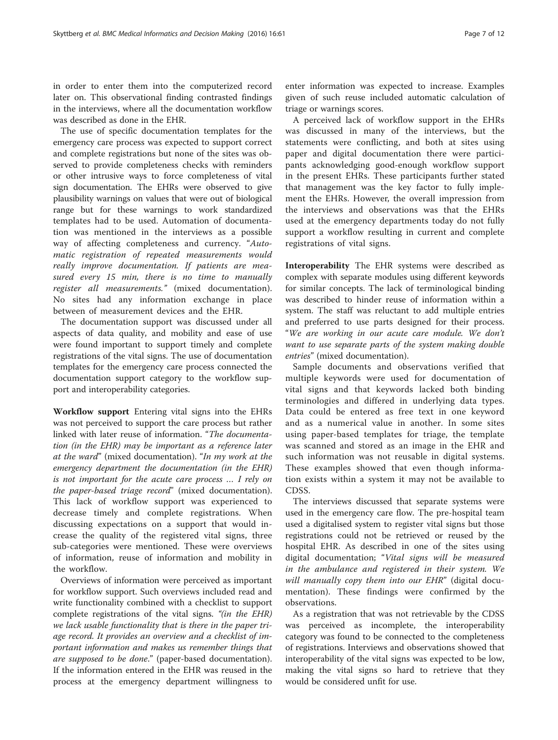in order to enter them into the computerized record later on. This observational finding contrasted findings in the interviews, where all the documentation workflow was described as done in the EHR.

The use of specific documentation templates for the emergency care process was expected to support correct and complete registrations but none of the sites was observed to provide completeness checks with reminders or other intrusive ways to force completeness of vital sign documentation. The EHRs were observed to give plausibility warnings on values that were out of biological range but for these warnings to work standardized templates had to be used. Automation of documentation was mentioned in the interviews as a possible way of affecting completeness and currency. "*Automatic registration of repeated measurements would really improve documentation. If patients are measured every 15 min, there is no time to manually register all measurements.*" (mixed documentation). No sites had any information exchange in place between of measurement devices and the EHR.

The documentation support was discussed under all aspects of data quality, and mobility and ease of use were found important to support timely and complete registrations of the vital signs. The use of documentation templates for the emergency care process connected the documentation support category to the workflow support and interoperability categories.

**Workflow support** Entering vital signs into the EHRs was not perceived to support the care process but rather linked with later reuse of information. "*The documentation (in the EHR) may be important as a reference later at the ward*" (mixed documentation). "*In my work at the emergency department the documentation (in the EHR) is not important for the acute care process … I rely on the paper-based triage record*" (mixed documentation). This lack of workflow support was experienced to decrease timely and complete registrations. When discussing expectations on a support that would increase the quality of the registered vital signs, three sub-categories were mentioned. These were overviews of information, reuse of information and mobility in the workflow.

Overviews of information were perceived as important for workflow support. Such overviews included read and write functionality combined with a checklist to support complete registrations of the vital signs. *"(in the EHR) we lack usable functionality that is there in the paper triage record. It provides an overview and a checklist of important information and makes us remember things that are supposed to be done."* (paper-based documentation). If the information entered in the EHR was reused in the process at the emergency department willingness to enter information was expected to increase. Examples given of such reuse included automatic calculation of triage or warnings scores.

A perceived lack of workflow support in the EHRs was discussed in many of the interviews, but the statements were conflicting, and both at sites using paper and digital documentation there were participants acknowledging good-enough workflow support in the present EHRs. These participants further stated that management was the key factor to fully implement the EHRs. However, the overall impression from the interviews and observations was that the EHRs used at the emergency departments today do not fully support a workflow resulting in current and complete registrations of vital signs.

**Interoperability** The EHR systems were described as complex with separate modules using different keywords for similar concepts. The lack of terminological binding was described to hinder reuse of information within a system. The staff was reluctant to add multiple entries and preferred to use parts designed for their process. "*We are working in our acute care module. We don't want to use separate parts of the system making double entries*" (mixed documentation).

Sample documents and observations verified that multiple keywords were used for documentation of vital signs and that keywords lacked both binding terminologies and differed in underlying data types. Data could be entered as free text in one keyword and as a numerical value in another. In some sites using paper-based templates for triage, the template was scanned and stored as an image in the EHR and such information was not reusable in digital systems. These examples showed that even though information exists within a system it may not be available to CDSS.

The interviews discussed that separate systems were used in the emergency care flow. The pre-hospital team used a digitalised system to register vital signs but those registrations could not be retrieved or reused by the hospital EHR. As described in one of the sites using digital documentation; "*Vital signs will be measured in the ambulance and registered in their system. We will manually copy them into our EHR*" (digital documentation). These findings were confirmed by the observations.

As a registration that was not retrievable by the CDSS was perceived as incomplete, the interoperability category was found to be connected to the completeness of registrations. Interviews and observations showed that interoperability of the vital signs was expected to be low, making the vital signs so hard to retrieve that they would be considered unfit for use.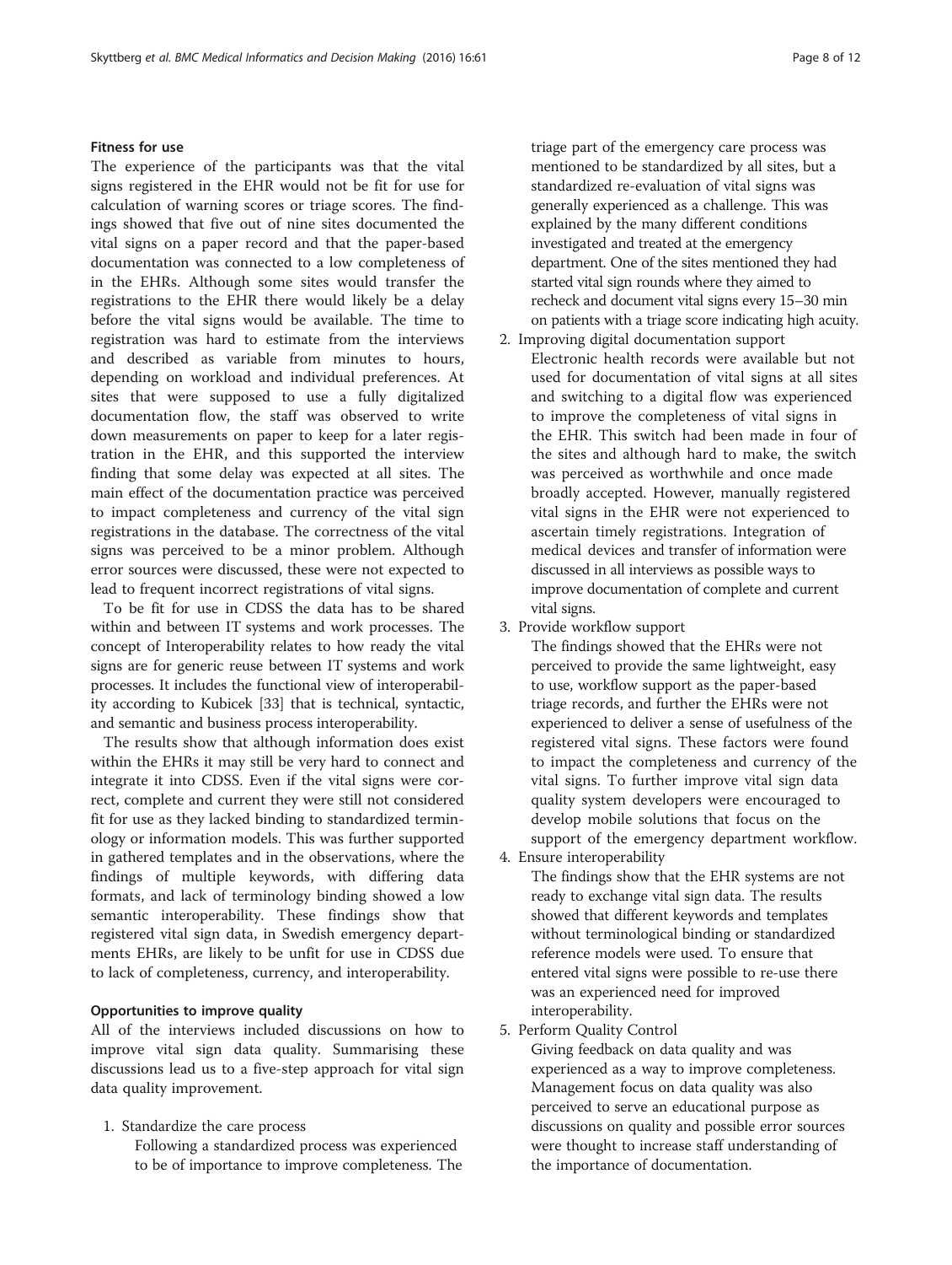#### Fitness for use

The experience of the participants was that the vital signs registered in the EHR would not be fit for use for calculation of warning scores or triage scores. The findings showed that five out of nine sites documented the vital signs on a paper record and that the paper-based documentation was connected to a low completeness of in the EHRs. Although some sites would transfer the registrations to the EHR there would likely be a delay before the vital signs would be available. The time to registration was hard to estimate from the interviews and described as variable from minutes to hours, depending on workload and individual preferences. At sites that were supposed to use a fully digitalized documentation flow, the staff was observed to write down measurements on paper to keep for a later registration in the EHR, and this supported the interview finding that some delay was expected at all sites. The main effect of the documentation practice was perceived to impact completeness and currency of the vital sign registrations in the database. The correctness of the vital signs was perceived to be a minor problem. Although error sources were discussed, these were not expected to lead to frequent incorrect registrations of vital signs.

To be fit for use in CDSS the data has to be shared within and between IT systems and work processes. The concept of Interoperability relates to how ready the vital signs are for generic reuse between IT systems and work processes. It includes the functional view of interoperability according to Kubicek [33] that is technical, syntactic, and semantic and business process interoperability.

The results show that although information does exist within the EHRs it may still be very hard to connect and integrate it into CDSS. Even if the vital signs were correct, complete and current they were still not considered fit for use as they lacked binding to standardized terminology or information models. This was further supported in gathered templates and in the observations, where the findings of multiple keywords, with differing data formats, and lack of terminology binding showed a low semantic interoperability. These findings show that registered vital sign data, in Swedish emergency departments EHRs, are likely to be unfit for use in CDSS due to lack of completeness, currency, and interoperability.

#### Opportunities to improve quality

All of the interviews included discussions on how to improve vital sign data quality. Summarising these discussions lead us to a five-step approach for vital sign data quality improvement.

1. Standardize the care process

   Following a standardized process was experienced to be of importance to improve completeness. The triage part of the emergency care process was mentioned to be standardized by all sites, but a standardized re-evaluation of vital signs was generally experienced as a challenge. This was explained by the many different conditions investigated and treated at the emergency department. One of the sites mentioned they had started vital sign rounds where they aimed to recheck and document vital signs every 15–30 min on patients with a triage score indicating high acuity.

2. Improving digital documentation support

   Electronic health records were available but not used for documentation of vital signs at all sites and switching to a digital flow was experienced to improve the completeness of vital signs in the EHR. This switch had been made in four of the sites and although hard to make, the switch was perceived as worthwhile and once made broadly accepted. However, manually registered vital signs in the EHR were not experienced to ascertain timely registrations. Integration of medical devices and transfer of information were discussed in all interviews as possible ways to improve documentation of complete and current vital signs.

3. Provide workflow support

   The findings showed that the EHRs were not perceived to provide the same lightweight, easy to use, workflow support as the paper-based triage records, and further the EHRs were not experienced to deliver a sense of usefulness of the registered vital signs. These factors were found to impact the completeness and currency of the vital signs. To further improve vital sign data quality system developers were encouraged to develop mobile solutions that focus on the support of the emergency department workflow.

4. Ensure interoperability

   The findings show that the EHR systems are not ready to exchange vital sign data. The results showed that different keywords and templates without terminological binding or standardized reference models were used. To ensure that entered vital signs were possible to re-use there was an experienced need for improved interoperability.

5. Perform Quality Control

   Giving feedback on data quality and was experienced as a way to improve completeness. Management focus on data quality was also perceived to serve an educational purpose as discussions on quality and possible error sources were thought to increase staff understanding of the importance of documentation.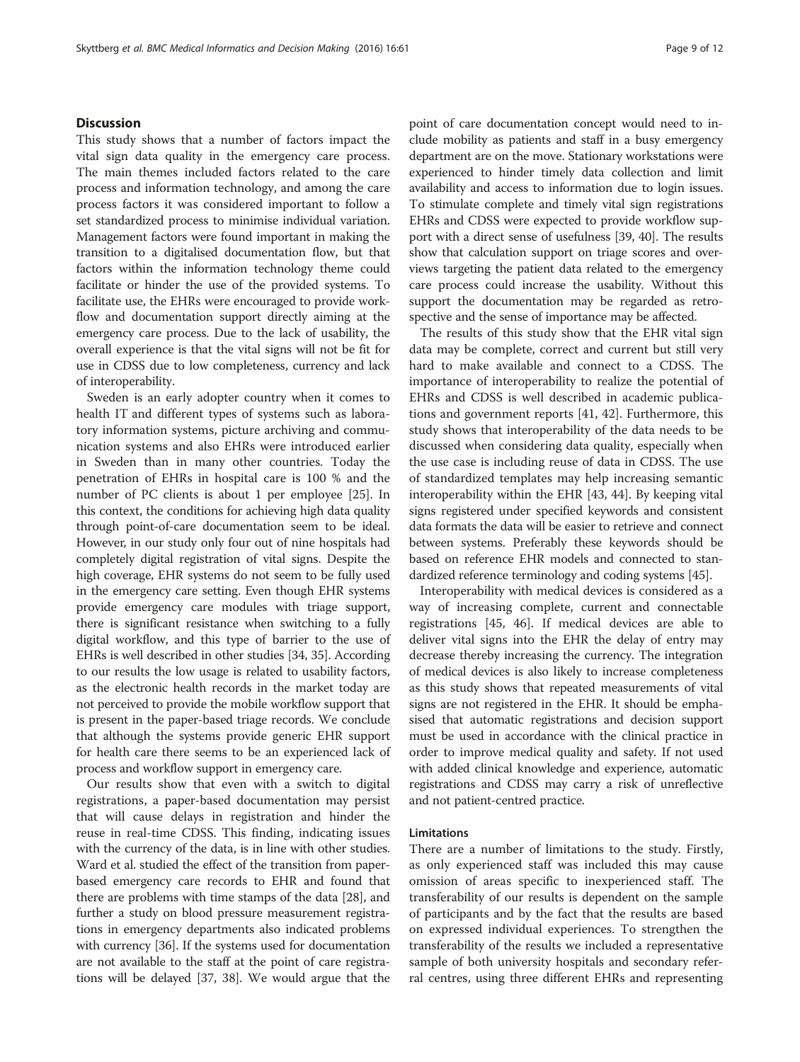## Discussion

This study shows that a number of factors impact the vital sign data quality in the emergency care process. The main themes included factors related to the care process and information technology, and among the care process factors it was considered important to follow a set standardized process to minimise individual variation. Management factors were found important in making the transition to a digitalised documentation flow, but that factors within the information technology theme could facilitate or hinder the use of the provided systems. To facilitate use, the EHRs were encouraged to provide workflow and documentation support directly aiming at the emergency care process. Due to the lack of usability, the overall experience is that the vital signs will not be fit for use in CDSS due to low completeness, currency and lack of interoperability.

Sweden is an early adopter country when it comes to health IT and different types of systems such as laboratory information systems, picture archiving and communication systems and also EHRs were introduced earlier in Sweden than in many other countries. Today the penetration of EHRs in hospital care is 100 % and the number of PC clients is about 1 per employee [25]. In this context, the conditions for achieving high data quality through point-of-care documentation seem to be ideal. However, in our study only four out of nine hospitals had completely digital registration of vital signs. Despite the high coverage, EHR systems do not seem to be fully used in the emergency care setting. Even though EHR systems provide emergency care modules with triage support, there is significant resistance when switching to a fully digital workflow, and this type of barrier to the use of EHRs is well described in other studies [34, 35]. According to our results the low usage is related to usability factors, as the electronic health records in the market today are not perceived to provide the mobile workflow support that is present in the paper-based triage records. We conclude that although the systems provide generic EHR support for health care there seems to be an experienced lack of process and workflow support in emergency care.

Our results show that even with a switch to digital registrations, a paper-based documentation may persist that will cause delays in registration and hinder the reuse in real-time CDSS. This finding, indicating issues with the currency of the data, is in line with other studies. Ward et al. studied the effect of the transition from paper-based emergency care records to EHR and found that there are problems with time stamps of the data [28], and further a study on blood pressure measurement registrations in emergency departments also indicated problems with currency [36]. If the systems used for documentation are not available to the staff at the point of care registrations will be delayed [37, 38]. We would argue that the point of care documentation concept would need to include mobility as patients and staff in a busy emergency department are on the move. Stationary workstations were experienced to hinder timely data collection and limit availability and access to information due to login issues. To stimulate complete and timely vital sign registrations EHRs and CDSS were expected to provide workflow support with a direct sense of usefulness [39, 40]. The results show that calculation support on triage scores and overviews targeting the patient data related to the emergency care process could increase the usability. Without this support the documentation may be regarded as retrospective and the sense of importance may be affected.

The results of this study show that the EHR vital sign data may be complete, correct and current but still very hard to make available and connect to a CDSS. The importance of interoperability to realize the potential of EHRs and CDSS is well described in academic publications and government reports [41, 42]. Furthermore, this study shows that interoperability of the data needs to be discussed when considering data quality, especially when the use case is including reuse of data in CDSS. The use of standardized templates may help increasing semantic interoperability within the EHR [43, 44]. By keeping vital signs registered under specified keywords and consistent data formats the data will be easier to retrieve and connect between systems. Preferably these keywords should be based on reference EHR models and connected to standardized reference terminology and coding systems [45].

Interoperability with medical devices is considered as a way of increasing complete, current and connectable registrations [45, 46]. If medical devices are able to deliver vital signs into the EHR the delay of entry may decrease thereby increasing the currency. The integration of medical devices is also likely to increase completeness as this study shows that repeated measurements of vital signs are not registered in the EHR. It should be emphasised that automatic registrations and decision support must be used in accordance with the clinical practice in order to improve medical quality and safety. If not used with added clinical knowledge and experience, automatic registrations and CDSS may carry a risk of unreflective and not patient-centred practice.

### Limitations

There are a number of limitations to the study. Firstly, as only experienced staff was included this may cause omission of areas specific to inexperienced staff. The transferability of our results is dependent on the sample of participants and by the fact that the results are based on expressed individual experiences. To strengthen the transferability of the results we included a representative sample of both university hospitals and secondary referral centres, using three different EHRs and representing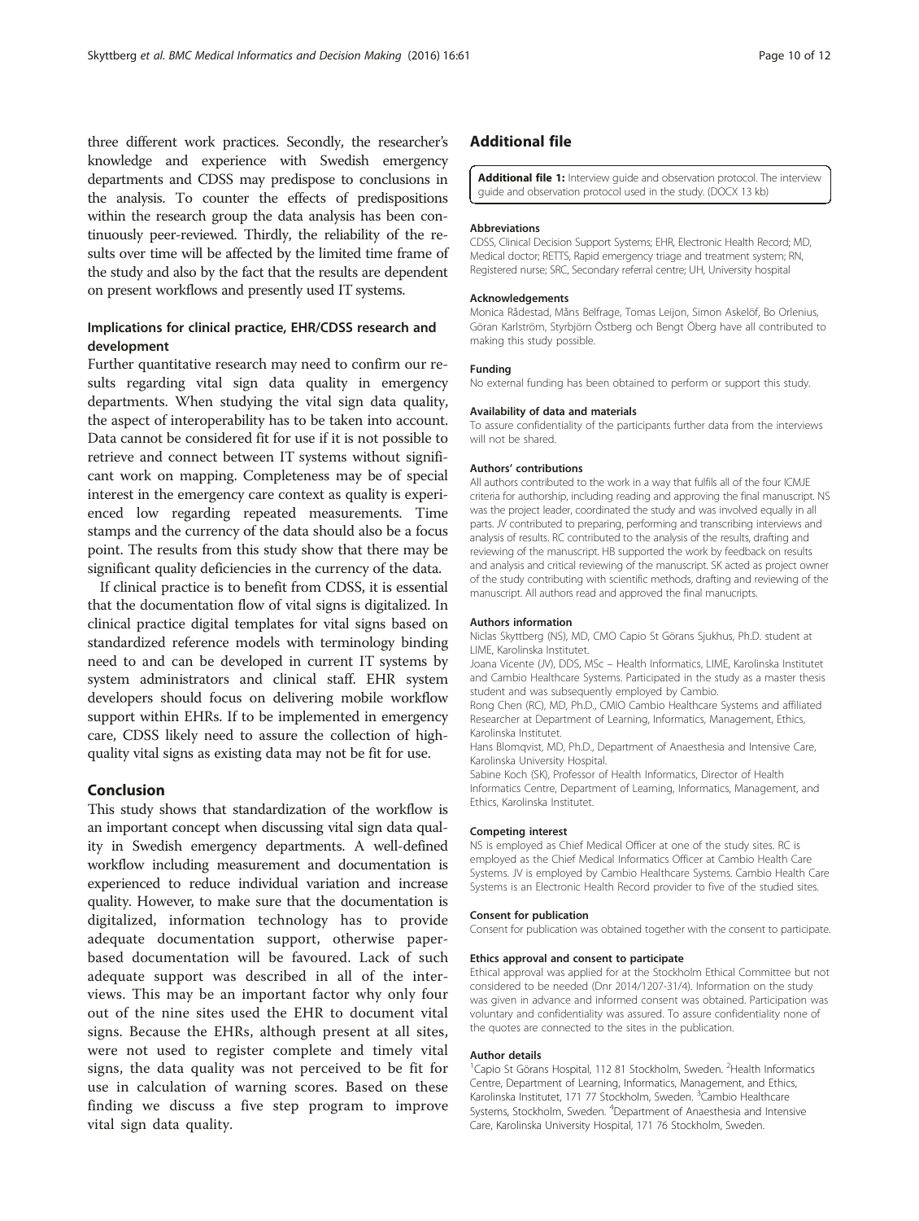three different work practices. Secondly, the researcher's knowledge and experience with Swedish emergency departments and CDSS may predispose to conclusions in the analysis. To counter the effects of predispositions within the research group the data analysis has been continuously peer-reviewed. Thirdly, the reliability of the results over time will be affected by the limited time frame of the study and also by the fact that the results are dependent on present workflows and presently used IT systems.

### Implications for clinical practice, EHR/CDSS research and development

Further quantitative research may need to confirm our results regarding vital sign data quality in emergency departments. When studying the vital sign data quality, the aspect of interoperability has to be taken into account. Data cannot be considered fit for use if it is not possible to retrieve and connect between IT systems without significant work on mapping. Completeness may be of special interest in the emergency care context as quality is experienced low regarding repeated measurements. Time stamps and the currency of the data should also be a focus point. The results from this study show that there may be significant quality deficiencies in the currency of the data.

If clinical practice is to benefit from CDSS, it is essential that the documentation flow of vital signs is digitalized. In clinical practice digital templates for vital signs based on standardized reference models with terminology binding need to and can be developed in current IT systems by system administrators and clinical staff. EHR system developers should focus on delivering mobile workflow support within EHRs. If to be implemented in emergency care, CDSS likely need to assure the collection of high-quality vital signs as existing data may not be fit for use.

## Conclusion

This study shows that standardization of the workflow is an important concept when discussing vital sign data quality in Swedish emergency departments. A well-defined workflow including measurement and documentation is experienced to reduce individual variation and increase quality. However, to make sure that the documentation is digitalized, information technology has to provide adequate documentation support, otherwise paper-based documentation will be favoured. Lack of such adequate support was described in all of the interviews. This may be an important factor why only four out of the nine sites used the EHR to document vital signs. Because the EHRs, although present at all sites, were not used to register complete and timely vital signs, the data quality was not perceived to be fit for use in calculation of warning scores. Based on these finding we discuss a five step program to improve vital sign data quality.

## Additional file

**Additional file 1:** Interview guide and observation protocol. The interview guide and observation protocol used in the study. (DOCX 13 kb)

#### Abbreviations

CDSS, Clinical Decision Support Systems; EHR, Electronic Health Record; MD, Medical doctor; RETTS, Rapid emergency triage and treatment system; RN, Registered nurse; SRC, Secondary referral centre; UH, University hospital

#### Acknowledgements

Monica Rådestad, Måns Belfrage, Tomas Leijon, Simon Askelöf, Bo Orlenius, Göran Karlström, Styrbjörn Östberg och Bengt Öberg have all contributed to making this study possible.

#### Funding

No external funding has been obtained to perform or support this study.

#### Availability of data and materials

To assure confidentiality of the participants further data from the interviews will not be shared.

#### Authors' contributions

All authors contributed to the work in a way that fulfils all of the four ICMJE criteria for authorship, including reading and approving the final manuscript. NS was the project leader, coordinated the study and was involved equally in all parts. JV contributed to preparing, performing and transcribing interviews and analysis of results. RC contributed to the analysis of the results, drafting and reviewing of the manuscript. HB supported the work by feedback on results and analysis and critical reviewing of the manuscript. SK acted as project owner of the study contributing with scientific methods, drafting and reviewing of the manuscript. All authors read and approved the final manucripts.

#### Authors information

Niclas Skyttberg (NS), MD, CMO Capio St Görans Sjukhus, Ph.D. student at LIME, Karolinska Institutet.

Joana Vicente (JV), DDS, MSc – Health Informatics, LIME, Karolinska Institutet and Cambio Healthcare Systems. Participated in the study as a master thesis student and was subsequently employed by Cambio.

Rong Chen (RC), MD, Ph.D., CMIO Cambio Healthcare Systems and affiliated Researcher at Department of Learning, Informatics, Management, Ethics, Karolinska Institutet.

Hans Blomqvist, MD, Ph.D., Department of Anaesthesia and Intensive Care, Karolinska University Hospital.

Sabine Koch (SK), Professor of Health Informatics, Director of Health Informatics Centre, Department of Learning, Informatics, Management, and Ethics, Karolinska Institutet.

#### Competing interest

NS is employed as Chief Medical Officer at one of the study sites. RC is employed as the Chief Medical Informatics Officer at Cambio Health Care Systems. JV is employed by Cambio Healthcare Systems. Cambio Health Care Systems is an Electronic Health Record provider to five of the studied sites.

#### Consent for publication

Consent for publication was obtained together with the consent to participate.

#### Ethics approval and consent to participate

Ethical approval was applied for at the Stockholm Ethical Committee but not considered to be needed (Dnr 2014/1207-31/4). Information on the study was given in advance and informed consent was obtained. Participation was voluntary and confidentiality was assured. To assure confidentiality none of the quotes are connected to the sites in the publication.

#### Author details

[1]Capio St Görans Hospital, 112 81 Stockholm, Sweden. [2]Health Informatics Centre, Department of Learning, Informatics, Management, and Ethics, Karolinska Institutet, 171 77 Stockholm, Sweden. [3]Cambio Healthcare Systems, Stockholm, Sweden. [4]Department of Anaesthesia and Intensive Care, Karolinska University Hospital, 171 76 Stockholm, Sweden.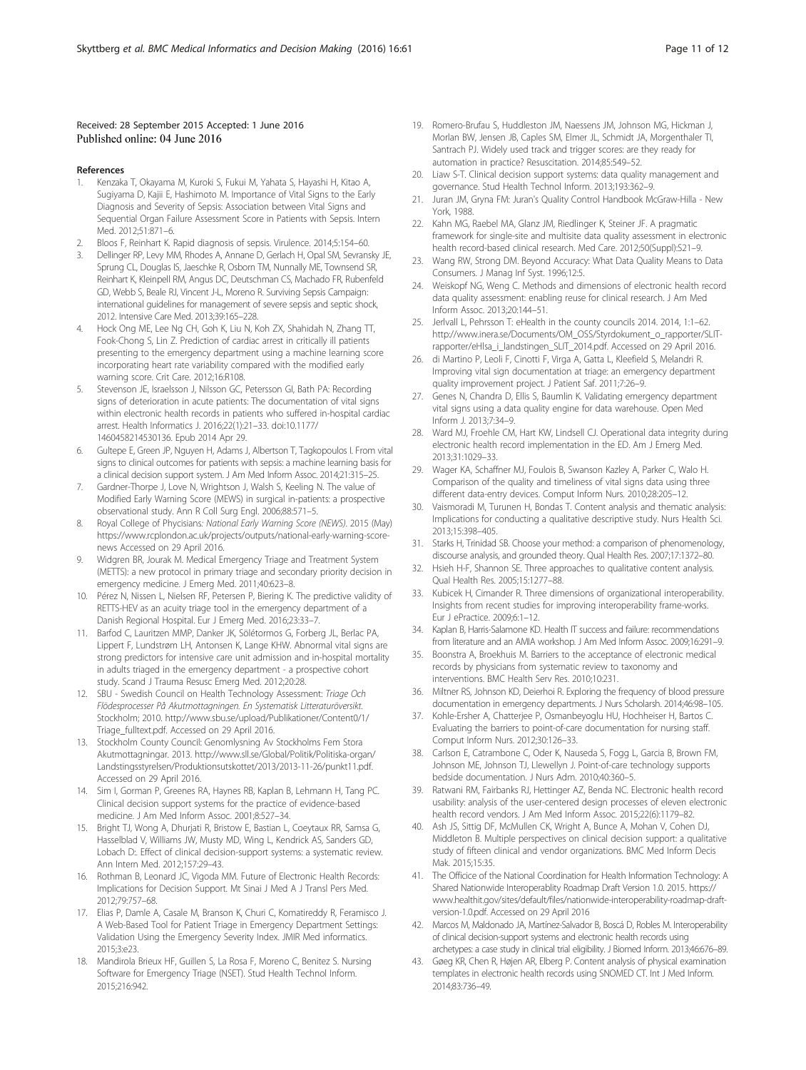Received: 28 September 2015 Accepted: 1 June 2016
Published online: 04 June 2016

## References

1. Kenzaka T, Okayama M, Kuroki S, Fukui M, Yahata S, Hayashi H, Kitao A, Sugiyama D, Kajii E, Hashimoto M. Importance of Vital Signs to the Early Diagnosis and Severity of Sepsis: Association between Vital Signs and Sequential Organ Failure Assessment Score in Patients with Sepsis. Intern Med. 2012;51:871–6.
2. Bloos F, Reinhart K. Rapid diagnosis of sepsis. Virulence. 2014;5:154–60.
3. Dellinger RP, Levy MM, Rhodes A, Annane D, Gerlach H, Opal SM, Sevransky JE, Sprung CL, Douglas IS, Jaeschke R, Osborn TM, Nunnally ME, Townsend SR, Reinhart K, Kleinpell RM, Angus DC, Deutschman CS, Machado FR, Rubenfeld GD, Webb S, Beale RJ, Vincent J-L, Moreno R. Surviving Sepsis Campaign: international guidelines for management of severe sepsis and septic shock, 2012. Intensive Care Med. 2013;39:165–228.
4. Hock Ong ME, Lee Ng CH, Goh K, Liu N, Koh ZX, Shahidah N, Zhang TT, Fook-Chong S, Lin Z. Prediction of cardiac arrest in critically ill patients presenting to the emergency department using a machine learning score incorporating heart rate variability compared with the modified early warning score. Crit Care. 2012;16:R108.
5. Stevenson JE, Israelsson J, Nilsson GC, Petersson GI, Bath PA: Recording signs of deterioration in acute patients: The documentation of vital signs within electronic health records in patients who suffered in-hospital cardiac arrest. Health Informatics J. 2016;22(1):21–33. doi:10.1177/1460458214530136. Epub 2014 Apr 29.
6. Gultepe E, Green JP, Nguyen H, Adams J, Albertson T, Tagkopoulos I. From vital signs to clinical outcomes for patients with sepsis: a machine learning basis for a clinical decision support system. J Am Med Inform Assoc. 2014;21:315–25.
7. Gardner-Thorpe J, Love N, Wrightson J, Walsh S, Keeling N. The value of Modified Early Warning Score (MEWS) in surgical in-patients: a prospective observational study. Ann R Coll Surg Engl. 2006;88:571–5.
8. Royal College of Phycisians: *National Early Warning Score (NEWS)*. 2015 (May) https://www.rcplondon.ac.uk/projects/outputs/national-early-warning-score-news Accessed on 29 April 2016.
9. Widgren BR, Jourak M. Medical Emergency Triage and Treatment System (METTS): a new protocol in primary triage and secondary priority decision in emergency medicine. J Emerg Med. 2011;40:623–8.
10. Pérez N, Nissen L, Nielsen RF, Petersen P, Biering K. The predictive validity of RETTS-HEV as an acuity triage tool in the emergency department of a Danish Regional Hospital. Eur J Emerg Med. 2016;23:33–7.
11. Barfod C, Lauritzen MMP, Danker JK, Sölétormos G, Forberg JL, Berlac PA, Lippert F, Lundstrøm LH, Antonsen K, Lange KHW. Abnormal vital signs are strong predictors for intensive care unit admission and in-hospital mortality in adults triaged in the emergency department - a prospective cohort study. Scand J Trauma Resusc Emerg Med. 2012;20:28.
12. SBU - Swedish Council on Health Technology Assessment: *Triage Och Flödesprocesser På Akutmottagningen. En Systematisk Litteraturöversikt.* Stockholm; 2010. http://www.sbu.se/upload/Publikationer/Content0/1/Triage_fulltext.pdf. Accessed on 29 April 2016.
13. Stockholm County Council: Genomlysning Av Stockholms Fem Stora Akutmottagningar. 2013. http://www.sll.se/Global/Politik/Politiska-organ/Landstingsstyrelsen/Produktionsutskottet/2013/2013-11-26/punkt11.pdf. Accessed on 29 April 2016.
14. Sim I, Gorman P, Greenes RA, Haynes RB, Kaplan B, Lehmann H, Tang PC. Clinical decision support systems for the practice of evidence-based medicine. J Am Med Inform Assoc. 2001;8:527–34.
15. Bright TJ, Wong A, Dhurjati R, Bristow E, Bastian L, Coeytaux RR, Samsa G, Hasselblad V, Williams JW, Musty MD, Wing L, Kendrick AS, Sanders GD, Lobach D:. Effect of clinical decision-support systems: a systematic review. Ann Intern Med. 2012;157:29–43.
16. Rothman B, Leonard JC, Vigoda MM. Future of Electronic Health Records: Implications for Decision Support. Mt Sinai J Med A J Transl Pers Med. 2012;79:757–68.
17. Elias P, Damle A, Casale M, Branson K, Churi C, Komatireddy R, Feramisco J. A Web-Based Tool for Patient Triage in Emergency Department Settings: Validation Using the Emergency Severity Index. JMIR Med informatics. 2015;3:e23.
18. Mandirola Brieux HF, Guillen S, La Rosa F, Moreno C, Benitez S. Nursing Software for Emergency Triage (NSET). Stud Health Technol Inform. 2015;216:942.
19. Romero-Brufau S, Huddleston JM, Naessens JM, Johnson MG, Hickman J, Morlan BW, Jensen JB, Caples SM, Elmer JL, Schmidt JA, Morgenthaler TI, Santrach PJ. Widely used track and trigger scores: are they ready for automation in practice? Resuscitation. 2014;85:549–52.
20. Liaw S-T. Clinical decision support systems: data quality management and governance. Stud Health Technol Inform. 2013;193:362–9.
21. Juran JM, Gryna FM: Juran's Quality Control Handbook McGraw-Hilla - New York, 1988.
22. Kahn MG, Raebel MA, Glanz JM, Riedlinger K, Steiner JF. A pragmatic framework for single-site and multisite data quality assessment in electronic health record-based clinical research. Med Care. 2012;50(Suppl):S21–9.
23. Wang RW, Strong DM. Beyond Accuracy: What Data Quality Means to Data Consumers. J Manag Inf Syst. 1996;12:5.
24. Weiskopf NG, Weng C. Methods and dimensions of electronic health record data quality assessment: enabling reuse for clinical research. J Am Med Inform Assoc. 2013;20:144–51.
25. Jerlvall L, Pehrsson T: eHealth in the county councils 2014. 2014, 1:1–62. http://www.inera.se/Documents/OM_OSS/Styrdokument_o_rapporter/SLIT-rapporter/eHlsa_i_landstingen_SLIT_2014.pdf. Accessed on 29 April 2016.
26. di Martino P, Leoli F, Cinotti F, Virga A, Gatta L, Kleefield S, Melandri R. Improving vital sign documentation at triage: an emergency department quality improvement project. J Patient Saf. 2011;7:26–9.
27. Genes N, Chandra D, Ellis S, Baumlin K. Validating emergency department vital signs using a data quality engine for data warehouse. Open Med Inform J. 2013;7:34–9.
28. Ward MJ, Froehle CM, Hart KW, Lindsell CJ. Operational data integrity during electronic health record implementation in the ED. Am J Emerg Med. 2013;31:1029–33.
29. Wager KA, Schaffner MJ, Foulois B, Swanson Kazley A, Parker C, Walo H. Comparison of the quality and timeliness of vital signs data using three different data-entry devices. Comput Inform Nurs. 2010;28:205–12.
30. Vaismoradi M, Turunen H, Bondas T. Content analysis and thematic analysis: Implications for conducting a qualitative descriptive study. Nurs Health Sci. 2013;15:398–405.
31. Starks H, Trinidad SB. Choose your method: a comparison of phenomenology, discourse analysis, and grounded theory. Qual Health Res. 2007;17:1372–80.
32. Hsieh H-F, Shannon SE. Three approaches to qualitative content analysis. Qual Health Res. 2005;15:1277–88.
33. Kubicek H, Cimander R. Three dimensions of organizational interoperability. Insights from recent studies for improving interoperability frame-works. Eur J ePractice. 2009;6:1–12.
34. Kaplan B, Harris-Salamone KD. Health IT success and failure: recommendations from literature and an AMIA workshop. J Am Med Inform Assoc. 2009;16:291–9.
35. Boonstra A, Broekhuis M. Barriers to the acceptance of electronic medical records by physicians from systematic review to taxonomy and interventions. BMC Health Serv Res. 2010;10:231.
36. Miltner RS, Johnson KD, Deierhoi R. Exploring the frequency of blood pressure documentation in emergency departments. J Nurs Scholarsh. 2014;46:98–105.
37. Kohle-Ersher A, Chatterjee P, Osmanbeyoglu HU, Hochheiser H, Bartos C. Evaluating the barriers to point-of-care documentation for nursing staff. Comput Inform Nurs. 2012;30:126–33.
38. Carlson E, Catrambone C, Oder K, Nauseda S, Fogg L, Garcia B, Brown FM, Johnson ME, Johnson TJ, Llewellyn J. Point-of-care technology supports bedside documentation. J Nurs Adm. 2010;40:360–5.
39. Ratwani RM, Fairbanks RJ, Hettinger AZ, Benda NC. Electronic health record usability: analysis of the user-centered design processes of eleven electronic health record vendors. J Am Med Inform Assoc. 2015;22(6):1179–82.
40. Ash JS, Sittig DF, McMullen CK, Wright A, Bunce A, Mohan V, Cohen DJ, Middleton B. Multiple perspectives on clinical decision support: a qualitative study of fifteen clinical and vendor organizations. BMC Med Inform Decis Mak. 2015;15:35.
41. The Officice of the National Coordination for Health Information Technology: A Shared Nationwide Interoperablity Roadmap Draft Version 1.0. 2015. https://www.healthit.gov/sites/default/files/nationwide-interoperability-roadmap-draft-version-1.0.pdf. Accessed on 29 April 2016
42. Marcos M, Maldonado JA, Martínez-Salvador B, Boscá D, Robles M. Interoperability of clinical decision-support systems and electronic health records using archetypes: a case study in clinical trial eligibility. J Biomed Inform. 2013;46:676–89.
43. Gøeg KR, Chen R, Højen AR, Elberg P. Content analysis of physical examination templates in electronic health records using SNOMED CT. Int J Med Inform. 2014;83:736–49.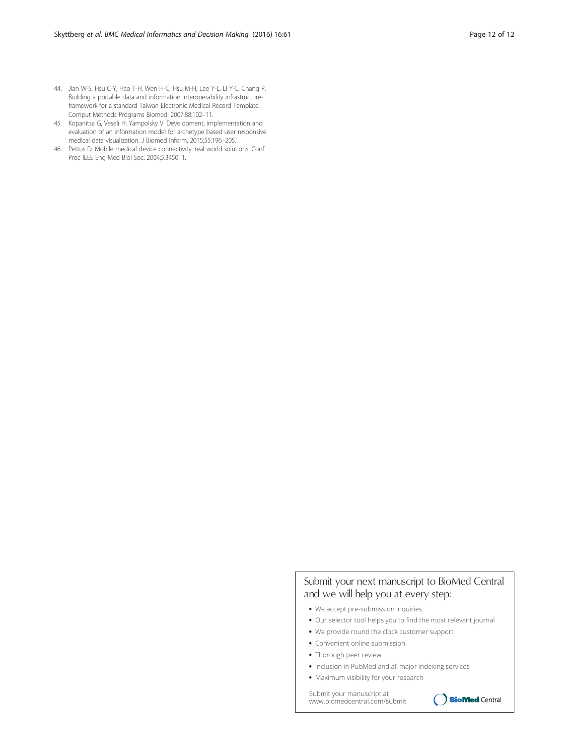44. Jian W-S, Hsu C-Y, Hao T-H, Wen H-C, Hsu M-H, Lee Y-L, Li Y-C, Chang P. Building a portable data and information interoperability infrastructure-framework for a standard Taiwan Electronic Medical Record Template. Comput Methods Programs Biomed. 2007;88:102–11.
45. Kopanitsa G, Veseli H, Yampolsky V. Development, implementation and evaluation of an information model for archetype based user responsive medical data visualization. J Biomed Inform. 2015;55:196–205.
46. Pettus D. Mobile medical device connectivity: real world solutions. Conf Proc IEEE Eng Med Biol Soc. 2004;5:3450–1.

Submit your next manuscript to BioMed Central and we will help you at every step:

- We accept pre-submission inquiries
- Our selector tool helps you to find the most relevant journal
- We provide round the clock customer support
- Convenient online submission
- Thorough peer review
- Inclusion in PubMed and all major indexing services
- Maximum visibility for your research

Submit your manuscript at www.biomedcentral.com/submit

BioMed Central